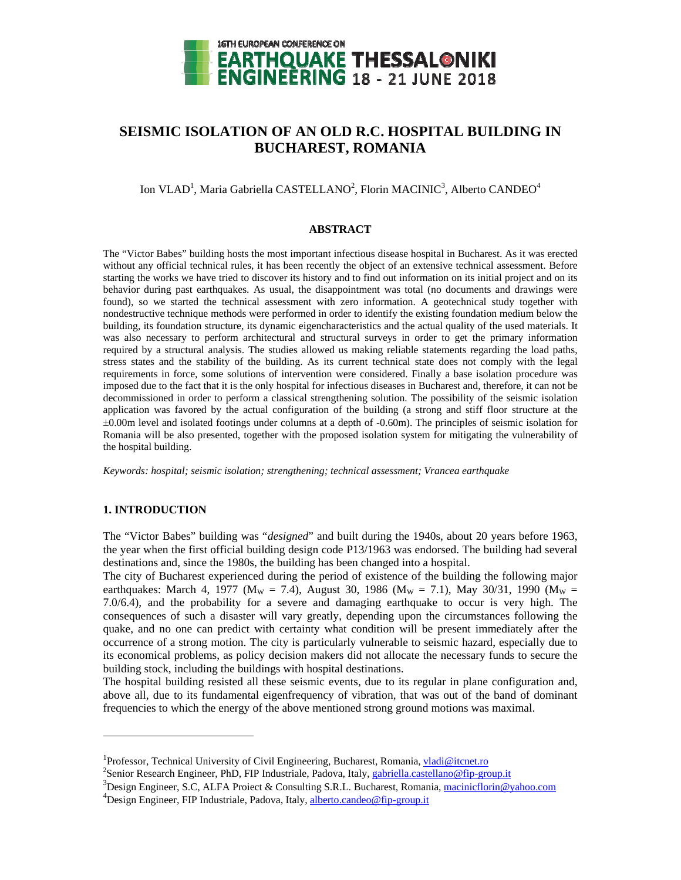# SEISMIC ISOLATION OF AN OLD R.C. HOSPITAL BUILDING IN BUCHAREST, ROMANIA

Ion VLAD[1], Maria Gabriella CASTELLANO[2], Florin MACINIC[3], Alberto CANDEO[4]

## ABSTRACT

The "Victor Babes" building hosts the most important infectious disease hospital in Bucharest. As it was erected without any official technical rules, it has been recently the object of an extensive technical assessment. Before starting the works we have tried to discover its history and to find out information on its initial project and on its behavior during past earthquakes. As usual, the disappointment was total (no documents and drawings were found), so we started the technical assessment with zero information. A geotechnical study together with nondestructive technique methods were performed in order to identify the existing foundation medium below the building, its foundation structure, its dynamic eigencharacteristics and the actual quality of the used materials. It was also necessary to perform architectural and structural surveys in order to get the primary information required by a structural analysis. The studies allowed us making reliable statements regarding the load paths, stress states and the stability of the building. As its current technical state does not comply with the legal requirements in force, some solutions of intervention were considered. Finally a base isolation procedure was imposed due to the fact that it is the only hospital for infectious diseases in Bucharest and, therefore, it can not be decommissioned in order to perform a classical strengthening solution. The possibility of the seismic isolation application was favored by the actual configuration of the building (a strong and stiff floor structure at the ±0.00m level and isolated footings under columns at a depth of -0.60m). The principles of seismic isolation for Romania will be also presented, together with the proposed isolation system for mitigating the vulnerability of the hospital building.

*Keywords: hospital; seismic isolation; strengthening; technical assessment; Vrancea earthquake*

## 1. INTRODUCTION

The "Victor Babes" building was "*designed*" and built during the 1940s, about 20 years before 1963, the year when the first official building design code P13/1963 was endorsed. The building had several destinations and, since the 1980s, the building has been changed into a hospital.

The city of Bucharest experienced during the period of existence of the building the following major earthquakes: March 4, 1977 ($M_W$ = 7.4), August 30, 1986 ($M_W$ = 7.1), May 30/31, 1990 ($M_W$ = 7.0/6.4), and the probability for a severe and damaging earthquake to occur is very high. The consequences of such a disaster will vary greatly, depending upon the circumstances following the quake, and no one can predict with certainty what condition will be present immediately after the occurrence of a strong motion. The city is particularly vulnerable to seismic hazard, especially due to its economical problems, as policy decision makers did not allocate the necessary funds to secure the building stock, including the buildings with hospital destinations.

The hospital building resisted all these seismic events, due to its regular in plane configuration and, above all, due to its fundamental eigenfrequency of vibration, that was out of the band of dominant frequencies to which the energy of the above mentioned strong ground motions was maximal.

---

[1]Professor, Technical University of Civil Engineering, Bucharest, Romania, vladi@itcnet.ro

[2]Senior Research Engineer, PhD, FIP Industriale, Padova, Italy, gabriella.castellano@fip-group.it

[3]Design Engineer, S.C, ALFA Proiect & Consulting S.R.L. Bucharest, Romania, macinicflorin@yahoo.com

[4]Design Engineer, FIP Industriale, Padova, Italy, alberto.candeo@fip-group.it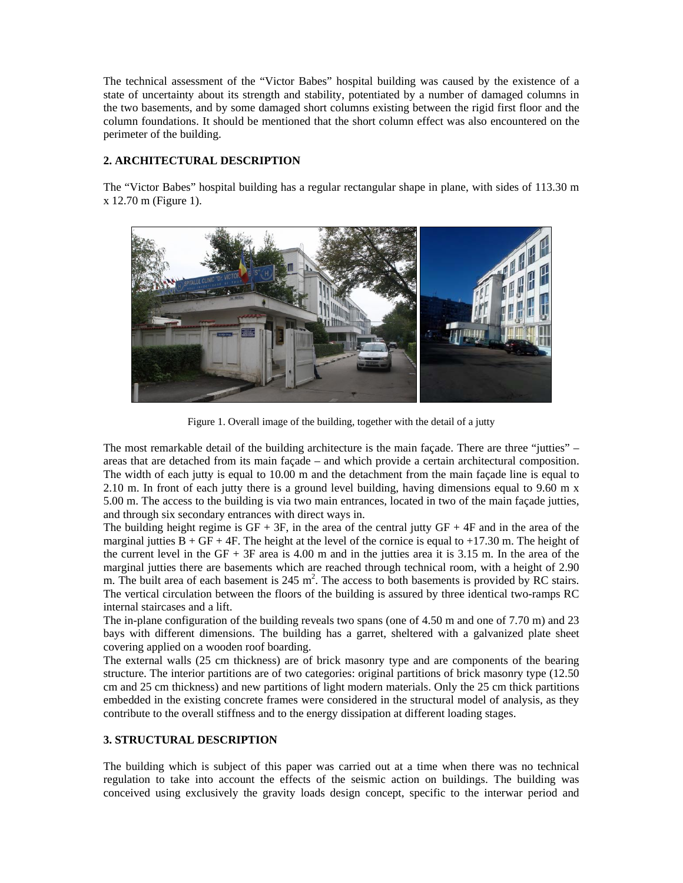The technical assessment of the "Victor Babes" hospital building was caused by the existence of a state of uncertainty about its strength and stability, potentiated by a number of damaged columns in the two basements, and by some damaged short columns existing between the rigid first floor and the column foundations. It should be mentioned that the short column effect was also encountered on the perimeter of the building.

## 2. ARCHITECTURAL DESCRIPTION

The "Victor Babes" hospital building has a regular rectangular shape in plane, with sides of 113.30 m x 12.70 m (Figure 1).

Figure 1. Overall image of the building, together with the detail of a jutty

The most remarkable detail of the building architecture is the main façade. There are three "jutties" – areas that are detached from its main façade – and which provide a certain architectural composition. The width of each jutty is equal to 10.00 m and the detachment from the main façade line is equal to 2.10 m. In front of each jutty there is a ground level building, having dimensions equal to 9.60 m x 5.00 m. The access to the building is via two main entrances, located in two of the main façade jutties, and through six secondary entrances with direct ways in.

The building height regime is GF + 3F, in the area of the central jutty GF + 4F and in the area of the marginal jutties B + GF + 4F. The height at the level of the cornice is equal to +17.30 m. The height of the current level in the GF + 3F area is 4.00 m and in the jutties area it is 3.15 m. In the area of the marginal jutties there are basements which are reached through technical room, with a height of 2.90 m. The built area of each basement is 245 $m^2$. The access to both basements is provided by RC stairs. The vertical circulation between the floors of the building is assured by three identical two-ramps RC internal staircases and a lift.

The in-plane configuration of the building reveals two spans (one of 4.50 m and one of 7.70 m) and 23 bays with different dimensions. The building has a garret, sheltered with a galvanized plate sheet covering applied on a wooden roof boarding.

The external walls (25 cm thickness) are of brick masonry type and are components of the bearing structure. The interior partitions are of two categories: original partitions of brick masonry type (12.50 cm and 25 cm thickness) and new partitions of light modern materials. Only the 25 cm thick partitions embedded in the existing concrete frames were considered in the structural model of analysis, as they contribute to the overall stiffness and to the energy dissipation at different loading stages.

## 3. STRUCTURAL DESCRIPTION

The building which is subject of this paper was carried out at a time when there was no technical regulation to take into account the effects of the seismic action on buildings. The building was conceived using exclusively the gravity loads design concept, specific to the interwar period and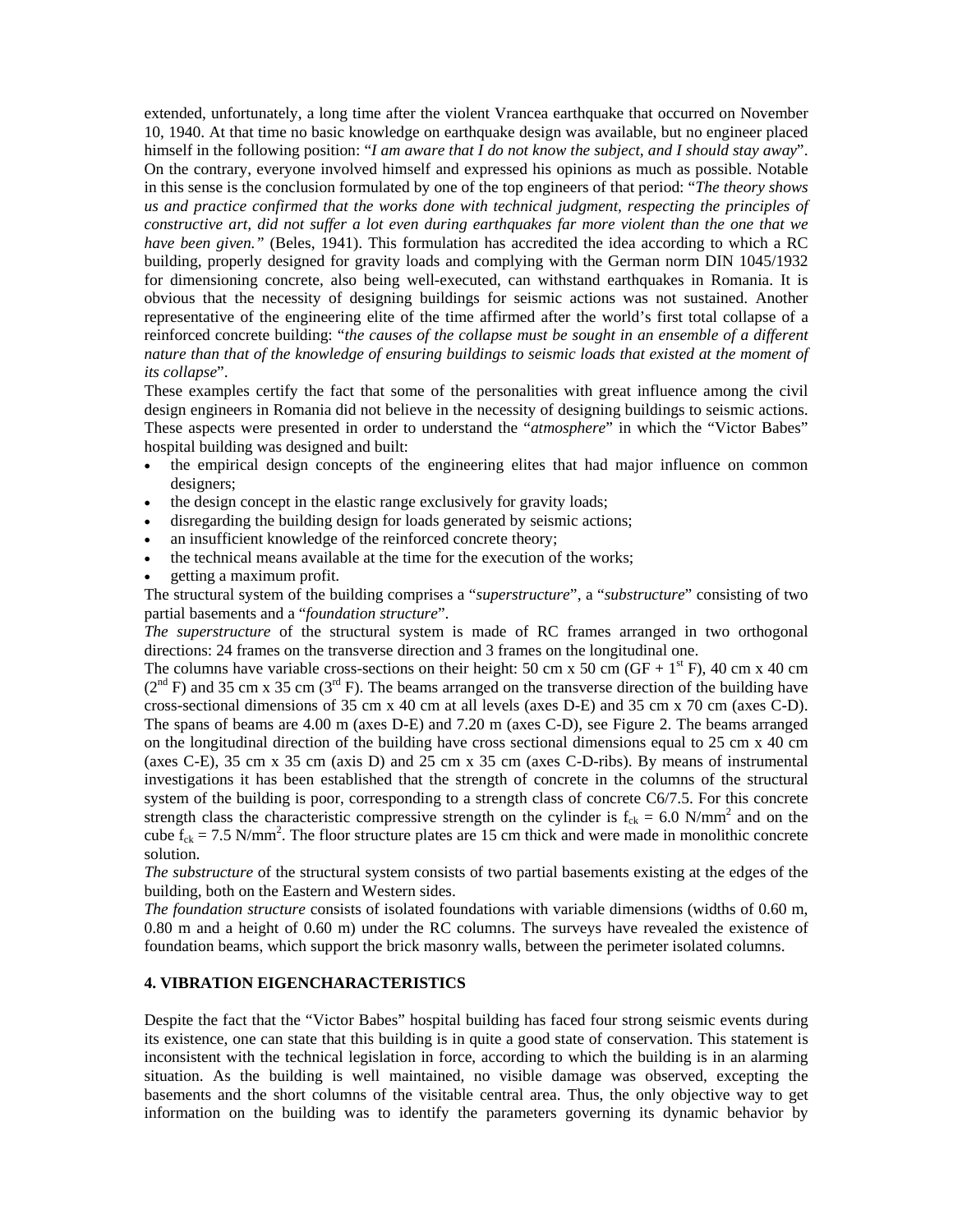extended, unfortunately, a long time after the violent Vrancea earthquake that occurred on November 10, 1940. At that time no basic knowledge on earthquake design was available, but no engineer placed himself in the following position: "*I am aware that I do not know the subject, and I should stay away*". On the contrary, everyone involved himself and expressed his opinions as much as possible. Notable in this sense is the conclusion formulated by one of the top engineers of that period: "*The theory shows us and practice confirmed that the works done with technical judgment, respecting the principles of constructive art, did not suffer a lot even during earthquakes far more violent than the one that we have been given.*" (Beles, 1941). This formulation has accredited the idea according to which a RC building, properly designed for gravity loads and complying with the German norm DIN 1045/1932 for dimensioning concrete, also being well-executed, can withstand earthquakes in Romania. It is obvious that the necessity of designing buildings for seismic actions was not sustained. Another representative of the engineering elite of the time affirmed after the world's first total collapse of a reinforced concrete building: "*the causes of the collapse must be sought in an ensemble of a different nature than that of the knowledge of ensuring buildings to seismic loads that existed at the moment of its collapse*".

These examples certify the fact that some of the personalities with great influence among the civil design engineers in Romania did not believe in the necessity of designing buildings to seismic actions. These aspects were presented in order to understand the "*atmosphere*" in which the "Victor Babes" hospital building was designed and built:

- the empirical design concepts of the engineering elites that had major influence on common designers;
- the design concept in the elastic range exclusively for gravity loads;
- disregarding the building design for loads generated by seismic actions;
- an insufficient knowledge of the reinforced concrete theory;
- the technical means available at the time for the execution of the works;
- getting a maximum profit.

The structural system of the building comprises a "*superstructure*", a "*substructure*" consisting of two partial basements and a "*foundation structure*".

*The superstructure* of the structural system is made of RC frames arranged in two orthogonal directions: 24 frames on the transverse direction and 3 frames on the longitudinal one.

The columns have variable cross-sections on their height: 50 cm x 50 cm (GF + 1st F), 40 cm x 40 cm (2nd F) and 35 cm x 35 cm (3rd F). The beams arranged on the transverse direction of the building have cross-sectional dimensions of 35 cm x 40 cm at all levels (axes D-E) and 35 cm x 70 cm (axes C-D). The spans of beams are 4.00 m (axes D-E) and 7.20 m (axes C-D), see Figure 2. The beams arranged on the longitudinal direction of the building have cross sectional dimensions equal to 25 cm x 40 cm (axes C-E), 35 cm x 35 cm (axis D) and 25 cm x 35 cm (axes C-D-ribs). By means of instrumental investigations it has been established that the strength of concrete in the columns of the structural system of the building is poor, corresponding to a strength class of concrete C6/7.5. For this concrete strength class the characteristic compressive strength on the cylinder is $f_{ck} = 6.0$ N/mm$^2$ and on the cube $f_{ck} = 7.5$ N/mm$^2$. The floor structure plates are 15 cm thick and were made in monolithic concrete solution.

*The substructure* of the structural system consists of two partial basements existing at the edges of the building, both on the Eastern and Western sides.

*The foundation structure* consists of isolated foundations with variable dimensions (widths of 0.60 m, 0.80 m and a height of 0.60 m) under the RC columns. The surveys have revealed the existence of foundation beams, which support the brick masonry walls, between the perimeter isolated columns.

## 4. VIBRATION EIGENCHARACTERISTICS

Despite the fact that the "Victor Babes" hospital building has faced four strong seismic events during its existence, one can state that this building is in quite a good state of conservation. This statement is inconsistent with the technical legislation in force, according to which the building is in an alarming situation. As the building is well maintained, no visible damage was observed, excepting the basements and the short columns of the visitable central area. Thus, the only objective way to get information on the building was to identify the parameters governing its dynamic behavior by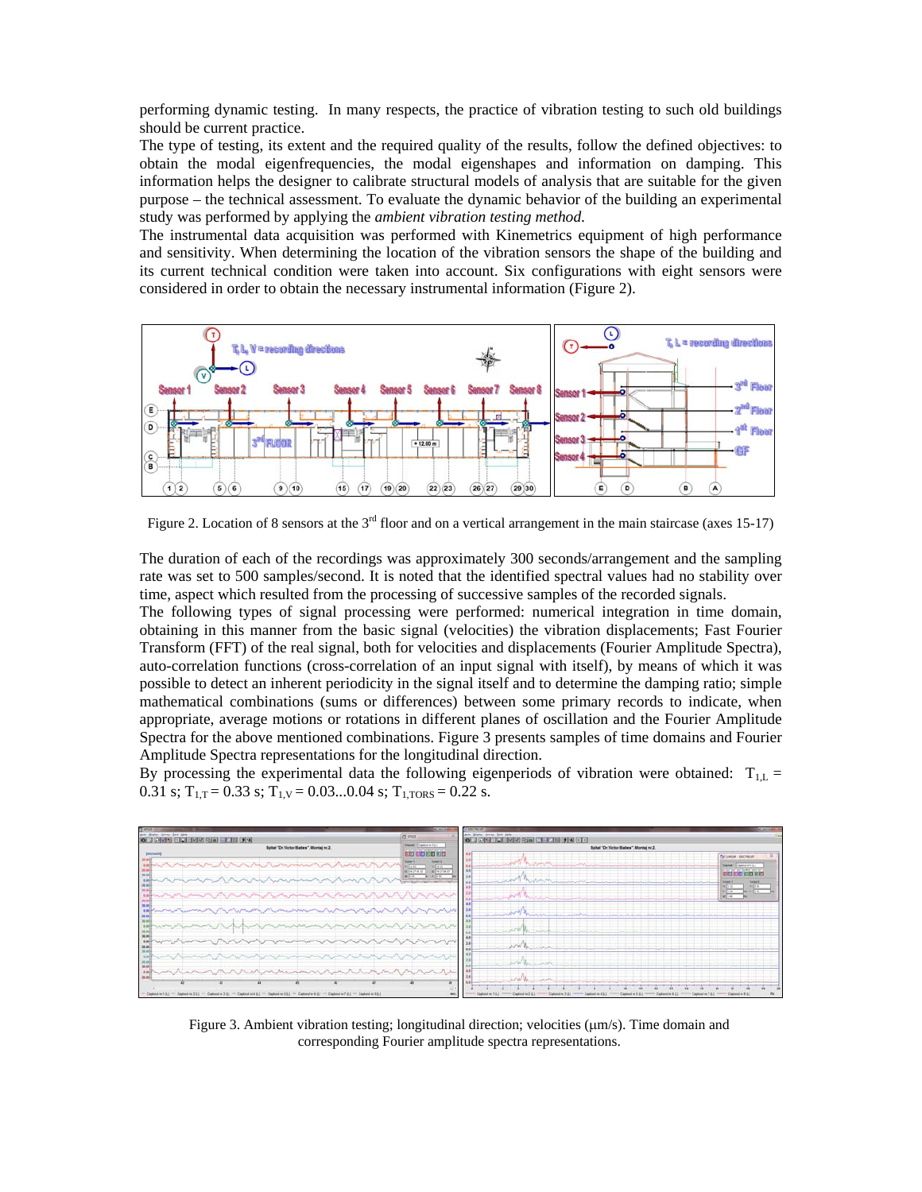performing dynamic testing. In many respects, the practice of vibration testing to such old buildings should be current practice.

The type of testing, its extent and the required quality of the results, follow the defined objectives: to obtain the modal eigenfrequencies, the modal eigenshapes and information on damping. This information helps the designer to calibrate structural models of analysis that are suitable for the given purpose – the technical assessment. To evaluate the dynamic behavior of the building an experimental study was performed by applying the *ambient vibration testing method.*

The instrumental data acquisition was performed with Kinemetrics equipment of high performance and sensitivity. When determining the location of the vibration sensors the shape of the building and its current technical condition were taken into account. Six configurations with eight sensors were considered in order to obtain the necessary instrumental information (Figure 2).

Figure 2. Location of 8 sensors at the 3rd floor and on a vertical arrangement in the main staircase (axes 15-17)

The duration of each of the recordings was approximately 300 seconds/arrangement and the sampling rate was set to 500 samples/second. It is noted that the identified spectral values had no stability over time, aspect which resulted from the processing of successive samples of the recorded signals.

The following types of signal processing were performed: numerical integration in time domain, obtaining in this manner from the basic signal (velocities) the vibration displacements; Fast Fourier Transform (FFT) of the real signal, both for velocities and displacements (Fourier Amplitude Spectra), auto-correlation functions (cross-correlation of an input signal with itself), by means of which it was possible to detect an inherent periodicity in the signal itself and to determine the damping ratio; simple mathematical combinations (sums or differences) between some primary records to indicate, when appropriate, average motions or rotations in different planes of oscillation and the Fourier Amplitude Spectra for the above mentioned combinations. Figure 3 presents samples of time domains and Fourier Amplitude Spectra representations for the longitudinal direction.

By processing the experimental data the following eigenperiods of vibration were obtained: $T_{1,L}$ = 0.31 s; $T_{1,T}$ = 0.33 s; $T_{1,V}$ = 0.03...0.04 s; $T_{1,TORS}$ = 0.22 s.

Figure 3. Ambient vibration testing; longitudinal direction; velocities (μm/s). Time domain and corresponding Fourier amplitude spectra representations.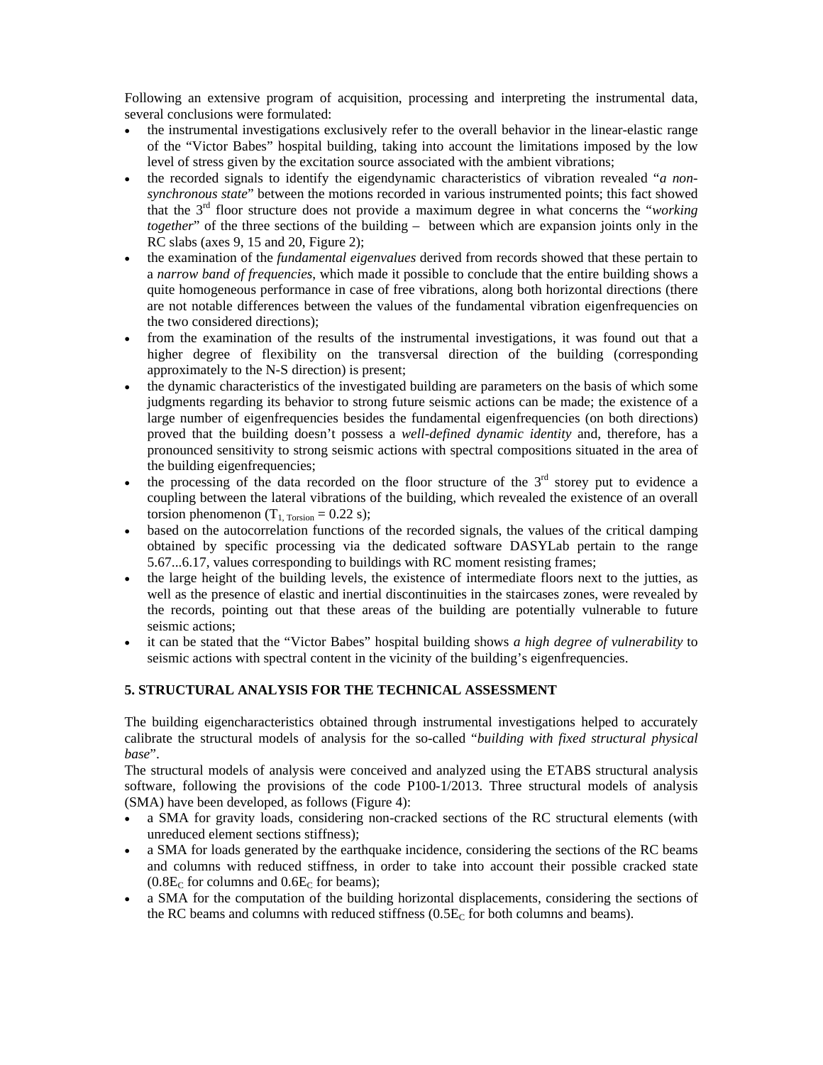Following an extensive program of acquisition, processing and interpreting the instrumental data, several conclusions were formulated:

- the instrumental investigations exclusively refer to the overall behavior in the linear-elastic range of the "Victor Babes" hospital building, taking into account the limitations imposed by the low level of stress given by the excitation source associated with the ambient vibrations;
- the recorded signals to identify the eigendynamic characteristics of vibration revealed "*a non-synchronous state*" between the motions recorded in various instrumented points; this fact showed that the 3rd floor structure does not provide a maximum degree in what concerns the "*working together*" of the three sections of the building – between which are expansion joints only in the RC slabs (axes 9, 15 and 20, Figure 2);
- the examination of the *fundamental eigenvalues* derived from records showed that these pertain to a *narrow band of frequencies*, which made it possible to conclude that the entire building shows a quite homogeneous performance in case of free vibrations, along both horizontal directions (there are not notable differences between the values of the fundamental vibration eigenfrequencies on the two considered directions);
- from the examination of the results of the instrumental investigations, it was found out that a higher degree of flexibility on the transversal direction of the building (corresponding approximately to the N-S direction) is present;
- the dynamic characteristics of the investigated building are parameters on the basis of which some judgments regarding its behavior to strong future seismic actions can be made; the existence of a large number of eigenfrequencies besides the fundamental eigenfrequencies (on both directions) proved that the building doesn't possess a *well-defined dynamic identity* and, therefore, has a pronounced sensitivity to strong seismic actions with spectral compositions situated in the area of the building eigenfrequencies;
- the processing of the data recorded on the floor structure of the 3rd storey put to evidence a coupling between the lateral vibrations of the building, which revealed the existence of an overall torsion phenomenon ($T_{1,\ Torsion} = 0.22$ s);
- based on the autocorrelation functions of the recorded signals, the values of the critical damping obtained by specific processing via the dedicated software DASYLab pertain to the range 5.67...6.17, values corresponding to buildings with RC moment resisting frames;
- the large height of the building levels, the existence of intermediate floors next to the jutties, as well as the presence of elastic and inertial discontinuities in the staircases zones, were revealed by the records, pointing out that these areas of the building are potentially vulnerable to future seismic actions;
- it can be stated that the "Victor Babes" hospital building shows *a high degree of vulnerability* to seismic actions with spectral content in the vicinity of the building's eigenfrequencies.

## 5. STRUCTURAL ANALYSIS FOR THE TECHNICAL ASSESSMENT

The building eigencharacteristics obtained through instrumental investigations helped to accurately calibrate the structural models of analysis for the so-called "*building with fixed structural physical base*".

The structural models of analysis were conceived and analyzed using the ETABS structural analysis software, following the provisions of the code P100-1/2013. Three structural models of analysis (SMA) have been developed, as follows (Figure 4):

- a SMA for gravity loads, considering non-cracked sections of the RC structural elements (with unreduced element sections stiffness);
- a SMA for loads generated by the earthquake incidence, considering the sections of the RC beams and columns with reduced stiffness, in order to take into account their possible cracked state ($0.8E_C$ for columns and $0.6E_C$ for beams);
- a SMA for the computation of the building horizontal displacements, considering the sections of the RC beams and columns with reduced stiffness ($0.5E_C$ for both columns and beams).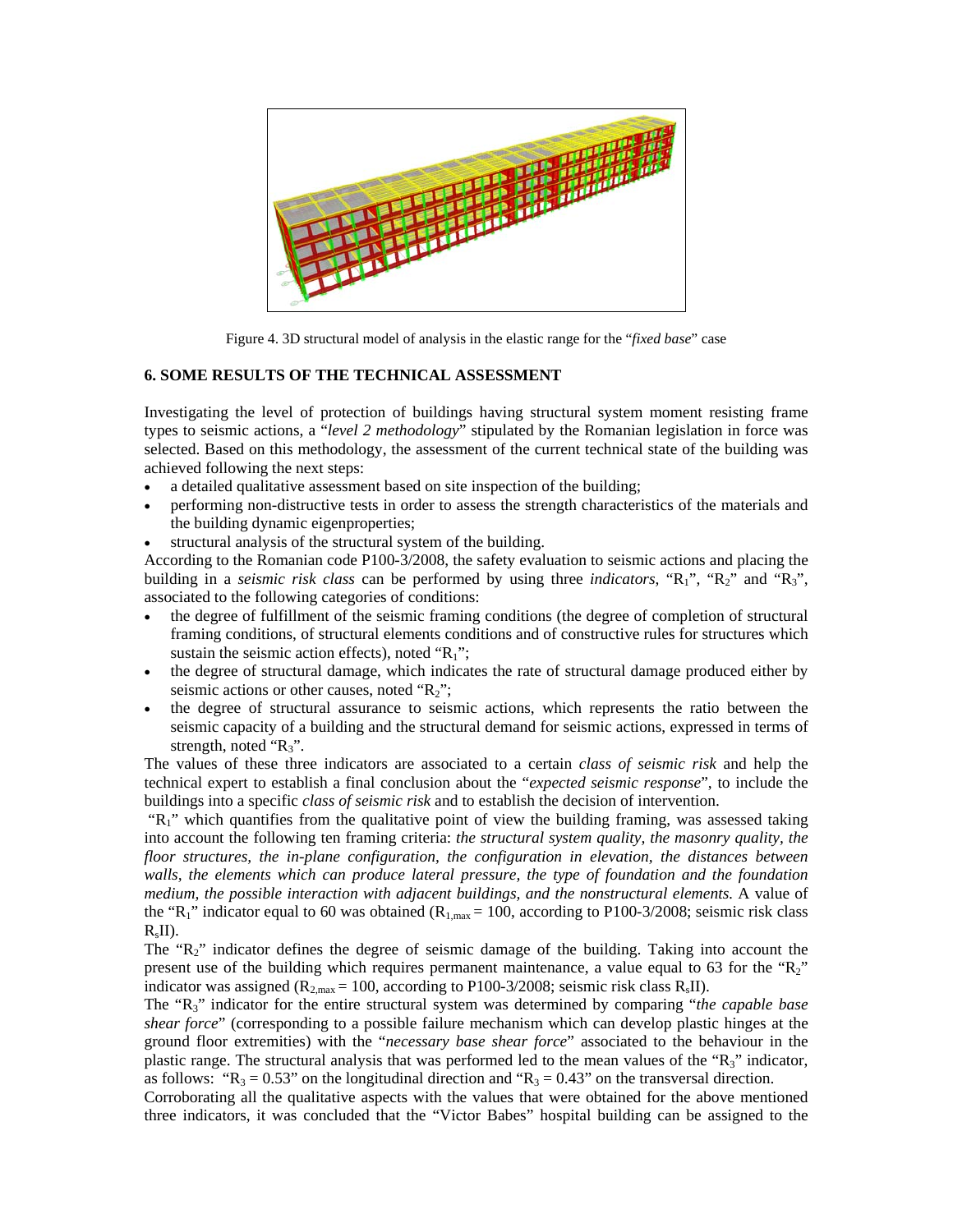Figure 4. 3D structural model of analysis in the elastic range for the "*fixed base*" case

## 6. SOME RESULTS OF THE TECHNICAL ASSESSMENT

Investigating the level of protection of buildings having structural system moment resisting frame types to seismic actions, a "*level 2 methodology*" stipulated by the Romanian legislation in force was selected. Based on this methodology, the assessment of the current technical state of the building was achieved following the next steps:

- a detailed qualitative assessment based on site inspection of the building;
- performing non-distructive tests in order to assess the strength characteristics of the materials and the building dynamic eigenproperties;
- structural analysis of the structural system of the building.

According to the Romanian code P100-3/2008, the safety evaluation to seismic actions and placing the building in a *seismic risk class* can be performed by using three *indicators*, "$R_1$", "$R_2$" and "$R_3$", associated to the following categories of conditions:

- the degree of fulfillment of the seismic framing conditions (the degree of completion of structural framing conditions, of structural elements conditions and of constructive rules for structures which sustain the seismic action effects), noted "$R_1$";
- the degree of structural damage, which indicates the rate of structural damage produced either by seismic actions or other causes, noted "$R_2$";
- the degree of structural assurance to seismic actions, which represents the ratio between the seismic capacity of a building and the structural demand for seismic actions, expressed in terms of strength, noted "$R_3$".

The values of these three indicators are associated to a certain *class of seismic risk* and help the technical expert to establish a final conclusion about the "*expected seismic response*", to include the buildings into a specific *class of seismic risk* and to establish the decision of intervention.

"$R_1$" which quantifies from the qualitative point of view the building framing, was assessed taking into account the following ten framing criteria: *the structural system quality, the masonry quality, the floor structures, the in-plane configuration, the configuration in elevation, the distances between walls, the elements which can produce lateral pressure, the type of foundation and the foundation medium, the possible interaction with adjacent buildings, and the nonstructural elements.* A value of the "$R_1$" indicator equal to 60 was obtained ($R_{1,max} = 100$, according to P100-3/2008; seismic risk class $R_s$II).

The "$R_2$" indicator defines the degree of seismic damage of the building. Taking into account the present use of the building which requires permanent maintenance, a value equal to 63 for the "$R_2$" indicator was assigned ($R_{2,max} = 100$, according to P100-3/2008; seismic risk class $R_s$II).

The "$R_3$" indicator for the entire structural system was determined by comparing "*the capable base shear force*" (corresponding to a possible failure mechanism which can develop plastic hinges at the ground floor extremities) with the "*necessary base shear force*" associated to the behaviour in the plastic range. The structural analysis that was performed led to the mean values of the "$R_3$" indicator, as follows: "$R_3 = 0.53$" on the longitudinal direction and "$R_3 = 0.43$" on the transversal direction.

Corroborating all the qualitative aspects with the values that were obtained for the above mentioned three indicators, it was concluded that the "Victor Babes" hospital building can be assigned to the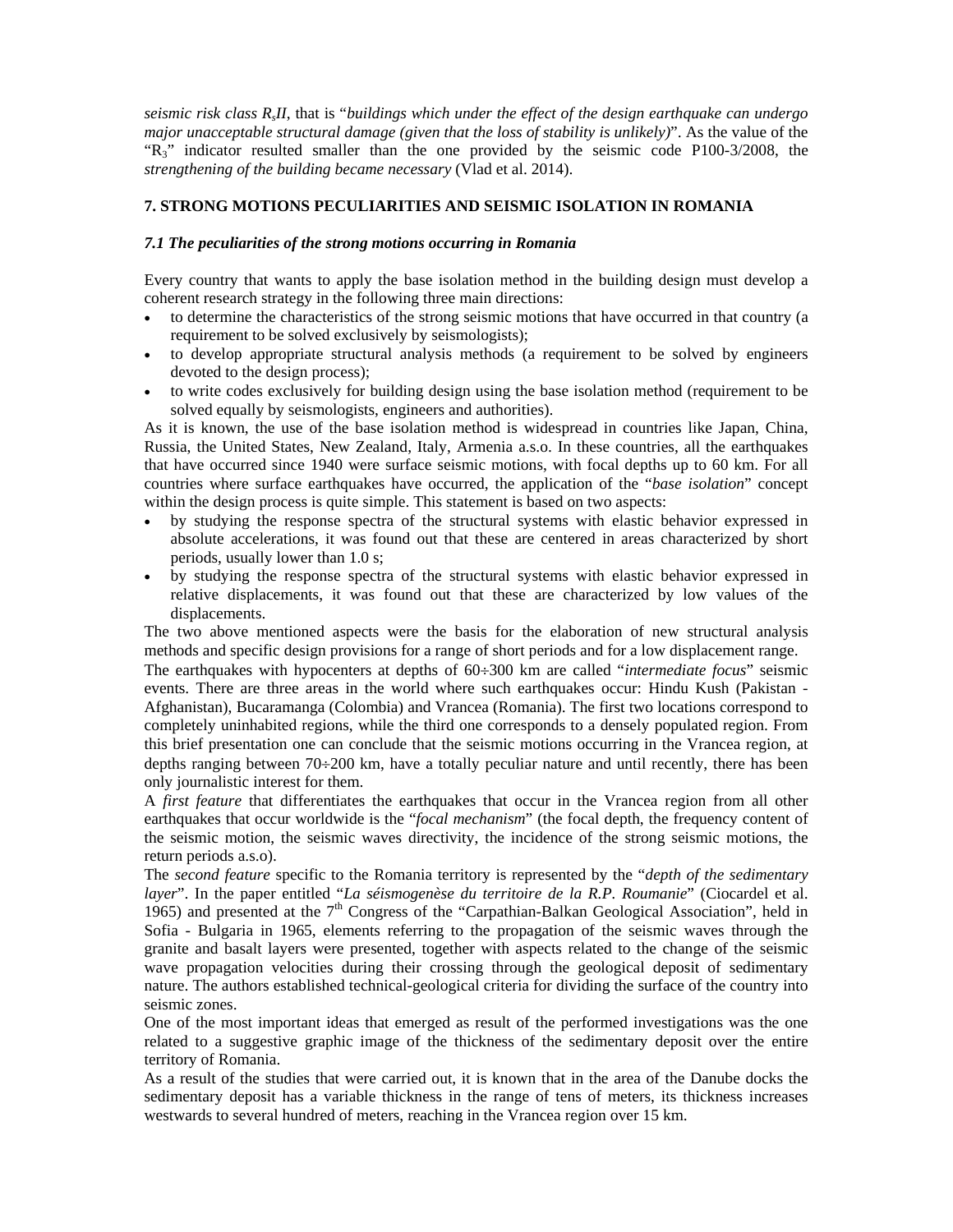*seismic risk class $R_sII$*, that is "*buildings which under the effect of the design earthquake can undergo major unacceptable structural damage (given that the loss of stability is unlikely)*". As the value of the "$R_3$" indicator resulted smaller than the one provided by the seismic code P100-3/2008, the *strengthening of the building became necessary* (Vlad et al. 2014).

## 7. STRONG MOTIONS PECULIARITIES AND SEISMIC ISOLATION IN ROMANIA

### *7.1 The peculiarities of the strong motions occurring in Romania*

Every country that wants to apply the base isolation method in the building design must develop a coherent research strategy in the following three main directions:

- to determine the characteristics of the strong seismic motions that have occurred in that country (a requirement to be solved exclusively by seismologists);
- to develop appropriate structural analysis methods (a requirement to be solved by engineers devoted to the design process);
- to write codes exclusively for building design using the base isolation method (requirement to be solved equally by seismologists, engineers and authorities).

As it is known, the use of the base isolation method is widespread in countries like Japan, China, Russia, the United States, New Zealand, Italy, Armenia a.s.o. In these countries, all the earthquakes that have occurred since 1940 were surface seismic motions, with focal depths up to 60 km. For all countries where surface earthquakes have occurred, the application of the "*base isolation*" concept within the design process is quite simple. This statement is based on two aspects:

- by studying the response spectra of the structural systems with elastic behavior expressed in absolute accelerations, it was found out that these are centered in areas characterized by short periods, usually lower than 1.0 s;
- by studying the response spectra of the structural systems with elastic behavior expressed in relative displacements, it was found out that these are characterized by low values of the displacements.

The two above mentioned aspects were the basis for the elaboration of new structural analysis methods and specific design provisions for a range of short periods and for a low displacement range.

The earthquakes with hypocenters at depths of 60÷300 km are called "*intermediate focus*" seismic events. There are three areas in the world where such earthquakes occur: Hindu Kush (Pakistan - Afghanistan), Bucaramanga (Colombia) and Vrancea (Romania). The first two locations correspond to completely uninhabited regions, while the third one corresponds to a densely populated region. From this brief presentation one can conclude that the seismic motions occurring in the Vrancea region, at depths ranging between 70÷200 km, have a totally peculiar nature and until recently, there has been only journalistic interest for them.

A *first feature* that differentiates the earthquakes that occur in the Vrancea region from all other earthquakes that occur worldwide is the "*focal mechanism*" (the focal depth, the frequency content of the seismic motion, the seismic waves directivity, the incidence of the strong seismic motions, the return periods a.s.o).

The *second feature* specific to the Romania territory is represented by the "*depth of the sedimentary layer*". In the paper entitled "*La séismogenèse du territoire de la R.P. Roumanie*" (Ciocardel et al. 1965) and presented at the 7th Congress of the "Carpathian-Balkan Geological Association", held in Sofia - Bulgaria in 1965, elements referring to the propagation of the seismic waves through the granite and basalt layers were presented, together with aspects related to the change of the seismic wave propagation velocities during their crossing through the geological deposit of sedimentary nature. The authors established technical-geological criteria for dividing the surface of the country into seismic zones.

One of the most important ideas that emerged as result of the performed investigations was the one related to a suggestive graphic image of the thickness of the sedimentary deposit over the entire territory of Romania.

As a result of the studies that were carried out, it is known that in the area of the Danube docks the sedimentary deposit has a variable thickness in the range of tens of meters, its thickness increases westwards to several hundred of meters, reaching in the Vrancea region over 15 km.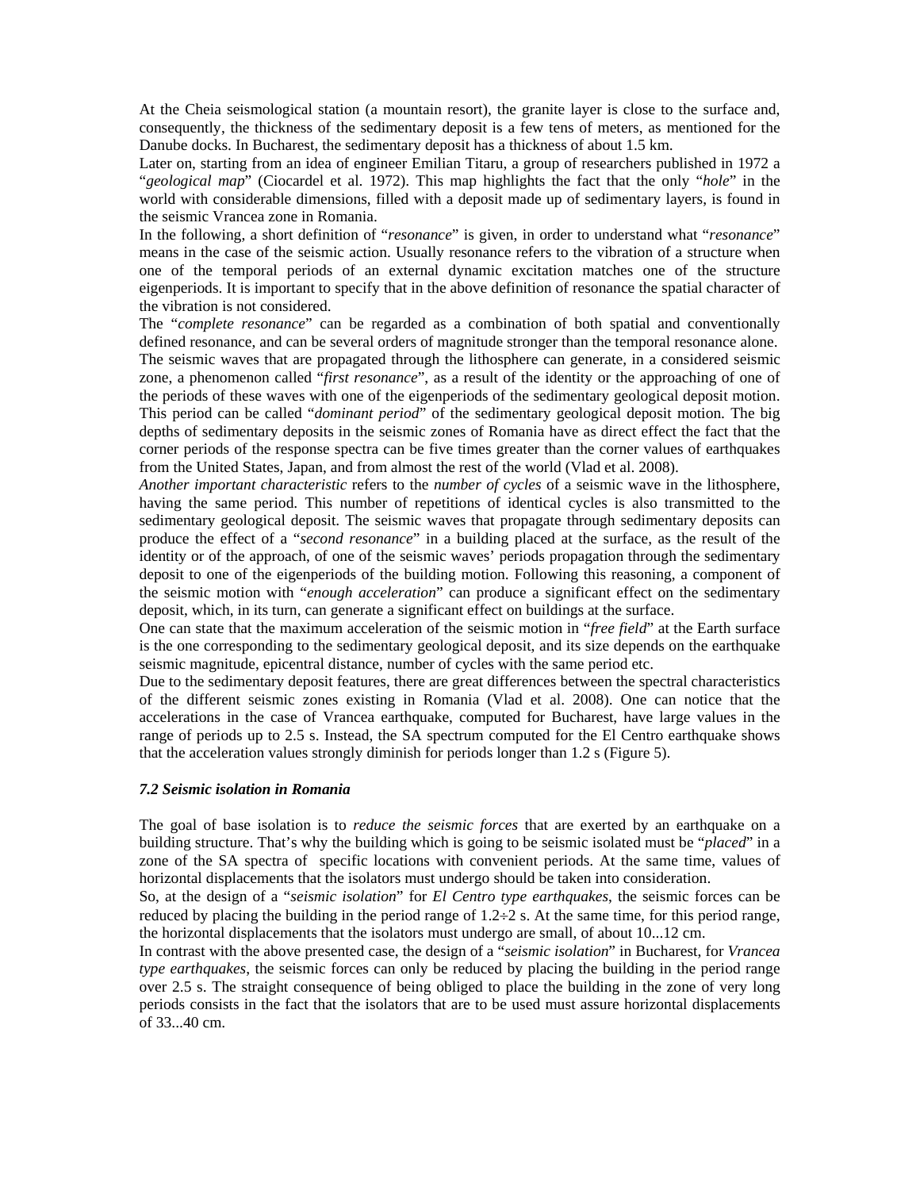At the Cheia seismological station (a mountain resort), the granite layer is close to the surface and, consequently, the thickness of the sedimentary deposit is a few tens of meters, as mentioned for the Danube docks. In Bucharest, the sedimentary deposit has a thickness of about 1.5 km.

Later on, starting from an idea of engineer Emilian Titaru, a group of researchers published in 1972 a "*geological map*" (Ciocardel et al. 1972). This map highlights the fact that the only "*hole*" in the world with considerable dimensions, filled with a deposit made up of sedimentary layers, is found in the seismic Vrancea zone in Romania.

In the following, a short definition of "*resonance*" is given, in order to understand what "*resonance*" means in the case of the seismic action. Usually resonance refers to the vibration of a structure when one of the temporal periods of an external dynamic excitation matches one of the structure eigenperiods. It is important to specify that in the above definition of resonance the spatial character of the vibration is not considered.

The "*complete resonance*" can be regarded as a combination of both spatial and conventionally defined resonance, and can be several orders of magnitude stronger than the temporal resonance alone.

The seismic waves that are propagated through the lithosphere can generate, in a considered seismic zone, a phenomenon called "*first resonance*", as a result of the identity or the approaching of one of the periods of these waves with one of the eigenperiods of the sedimentary geological deposit motion. This period can be called "*dominant period*" of the sedimentary geological deposit motion. The big depths of sedimentary deposits in the seismic zones of Romania have as direct effect the fact that the corner periods of the response spectra can be five times greater than the corner values of earthquakes from the United States, Japan, and from almost the rest of the world (Vlad et al. 2008).

*Another important characteristic* refers to the *number of cycles* of a seismic wave in the lithosphere, having the same period. This number of repetitions of identical cycles is also transmitted to the sedimentary geological deposit. The seismic waves that propagate through sedimentary deposits can produce the effect of a "*second resonance*" in a building placed at the surface, as the result of the identity or of the approach, of one of the seismic waves' periods propagation through the sedimentary deposit to one of the eigenperiods of the building motion. Following this reasoning, a component of the seismic motion with "*enough acceleration*" can produce a significant effect on the sedimentary deposit, which, in its turn, can generate a significant effect on buildings at the surface.

One can state that the maximum acceleration of the seismic motion in "*free field*" at the Earth surface is the one corresponding to the sedimentary geological deposit, and its size depends on the earthquake seismic magnitude, epicentral distance, number of cycles with the same period etc.

Due to the sedimentary deposit features, there are great differences between the spectral characteristics of the different seismic zones existing in Romania (Vlad et al. 2008). One can notice that the accelerations in the case of Vrancea earthquake, computed for Bucharest, have large values in the range of periods up to 2.5 s. Instead, the SA spectrum computed for the El Centro earthquake shows that the acceleration values strongly diminish for periods longer than 1.2 s (Figure 5).

### *7.2 Seismic isolation in Romania*

The goal of base isolation is to *reduce the seismic forces* that are exerted by an earthquake on a building structure. That's why the building which is going to be seismic isolated must be "*placed*" in a zone of the SA spectra of specific locations with convenient periods. At the same time, values of horizontal displacements that the isolators must undergo should be taken into consideration.

So, at the design of a "*seismic isolation*" for *El Centro type earthquakes*, the seismic forces can be reduced by placing the building in the period range of 1.2÷2 s. At the same time, for this period range, the horizontal displacements that the isolators must undergo are small, of about 10...12 cm.

In contrast with the above presented case, the design of a "*seismic isolation*" in Bucharest, for *Vrancea type earthquakes*, the seismic forces can only be reduced by placing the building in the period range over 2.5 s. The straight consequence of being obliged to place the building in the zone of very long periods consists in the fact that the isolators that are to be used must assure horizontal displacements of 33...40 cm.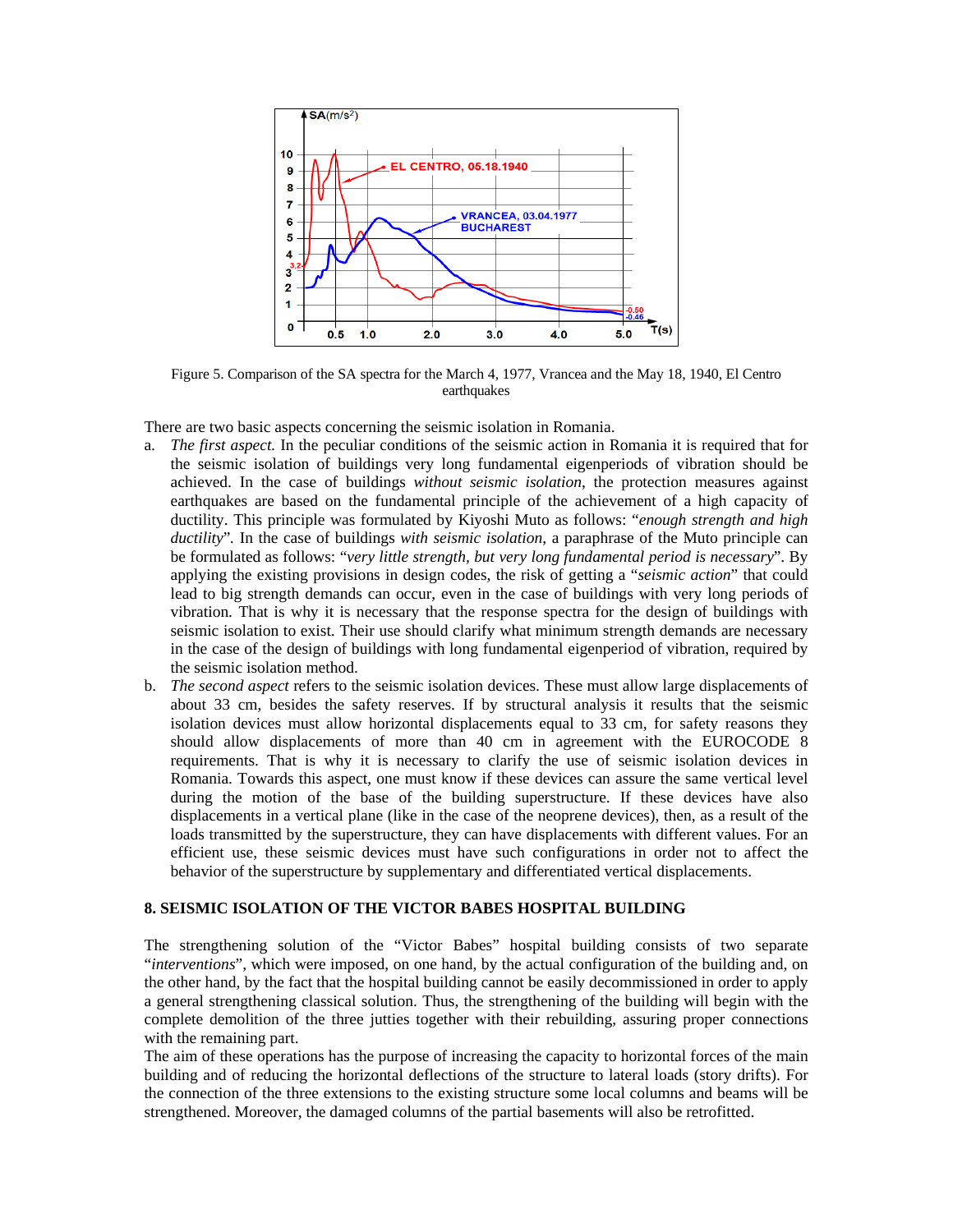Figure 5. Comparison of the SA spectra for the March 4, 1977, Vrancea and the May 18, 1940, El Centro earthquakes

There are two basic aspects concerning the seismic isolation in Romania.

a. *The first aspect.* In the peculiar conditions of the seismic action in Romania it is required that for the seismic isolation of buildings very long fundamental eigenperiods of vibration should be achieved. In the case of buildings *without seismic isolation*, the protection measures against earthquakes are based on the fundamental principle of the achievement of a high capacity of ductility. This principle was formulated by Kiyoshi Muto as follows: "*enough strength and high ductility*". In the case of buildings *with seismic isolation*, a paraphrase of the Muto principle can be formulated as follows: "*very little strength, but very long fundamental period is necessary*". By applying the existing provisions in design codes, the risk of getting a "*seismic action*" that could lead to big strength demands can occur, even in the case of buildings with very long periods of vibration. That is why it is necessary that the response spectra for the design of buildings with seismic isolation to exist. Their use should clarify what minimum strength demands are necessary in the case of the design of buildings with long fundamental eigenperiod of vibration, required by the seismic isolation method.

b. *The second aspect* refers to the seismic isolation devices. These must allow large displacements of about 33 cm, besides the safety reserves. If by structural analysis it results that the seismic isolation devices must allow horizontal displacements equal to 33 cm, for safety reasons they should allow displacements of more than 40 cm in agreement with the EUROCODE 8 requirements. That is why it is necessary to clarify the use of seismic isolation devices in Romania. Towards this aspect, one must know if these devices can assure the same vertical level during the motion of the base of the building superstructure. If these devices have also displacements in a vertical plane (like in the case of the neoprene devices), then, as a result of the loads transmitted by the superstructure, they can have displacements with different values. For an efficient use, these seismic devices must have such configurations in order not to affect the behavior of the superstructure by supplementary and differentiated vertical displacements.

## 8. SEISMIC ISOLATION OF THE VICTOR BABES HOSPITAL BUILDING

The strengthening solution of the "Victor Babes" hospital building consists of two separate "*interventions*", which were imposed, on one hand, by the actual configuration of the building and, on the other hand, by the fact that the hospital building cannot be easily decommissioned in order to apply a general strengthening classical solution. Thus, the strengthening of the building will begin with the complete demolition of the three jutties together with their rebuilding, assuring proper connections with the remaining part.

The aim of these operations has the purpose of increasing the capacity to horizontal forces of the main building and of reducing the horizontal deflections of the structure to lateral loads (story drifts). For the connection of the three extensions to the existing structure some local columns and beams will be strengthened. Moreover, the damaged columns of the partial basements will also be retrofitted.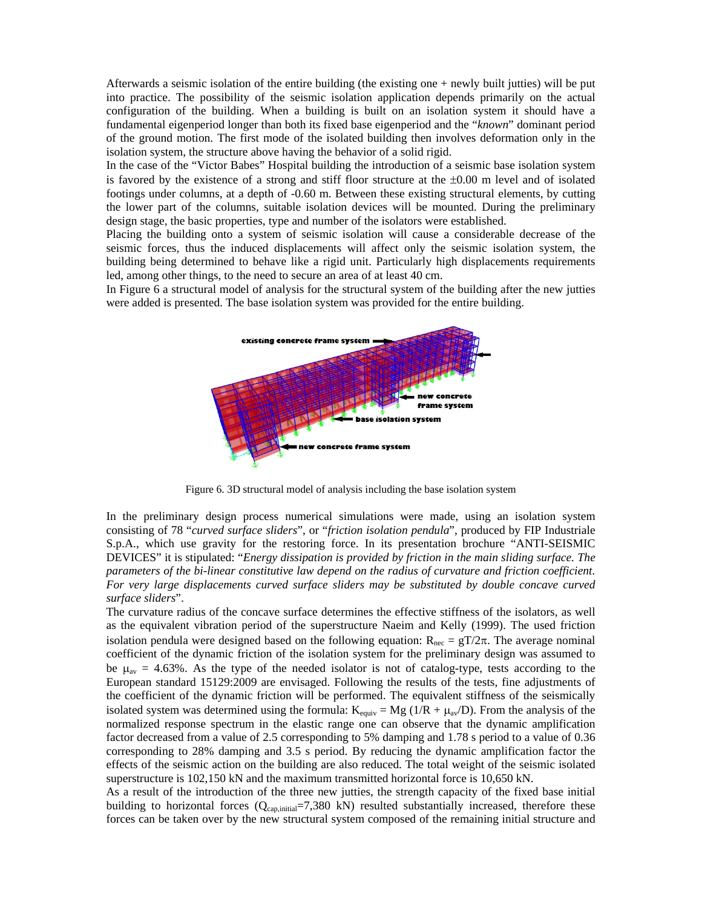Afterwards a seismic isolation of the entire building (the existing one + newly built jutties) will be put into practice. The possibility of the seismic isolation application depends primarily on the actual configuration of the building. When a building is built on an isolation system it should have a fundamental eigenperiod longer than both its fixed base eigenperiod and the "*known*" dominant period of the ground motion. The first mode of the isolated building then involves deformation only in the isolation system, the structure above having the behavior of a solid rigid.

In the case of the "Victor Babes" Hospital building the introduction of a seismic base isolation system is favored by the existence of a strong and stiff floor structure at the ±0.00 m level and of isolated footings under columns, at a depth of -0.60 m. Between these existing structural elements, by cutting the lower part of the columns, suitable isolation devices will be mounted. During the preliminary design stage, the basic properties, type and number of the isolators were established.

Placing the building onto a system of seismic isolation will cause a considerable decrease of the seismic forces, thus the induced displacements will affect only the seismic isolation system, the building being determined to behave like a rigid unit. Particularly high displacements requirements led, among other things, to the need to secure an area of at least 40 cm.

In Figure 6 a structural model of analysis for the structural system of the building after the new jutties were added is presented. The base isolation system was provided for the entire building.

Figure 6. 3D structural model of analysis including the base isolation system

In the preliminary design process numerical simulations were made, using an isolation system consisting of 78 "*curved surface sliders*", or "*friction isolation pendula*", produced by FIP Industriale S.p.A., which use gravity for the restoring force. In its presentation brochure "ANTI-SEISMIC DEVICES" it is stipulated: "*Energy dissipation is provided by friction in the main sliding surface. The parameters of the bi-linear constitutive law depend on the radius of curvature and friction coefficient. For very large displacements curved surface sliders may be substituted by double concave curved surface sliders*".

The curvature radius of the concave surface determines the effective stiffness of the isolators, as well as the equivalent vibration period of the superstructure Naeim and Kelly (1999). The used friction isolation pendula were designed based on the following equation: $R_{nec} = gT/2\pi$. The average nominal coefficient of the dynamic friction of the isolation system for the preliminary design was assumed to be $\mu_{av}$ = 4.63%. As the type of the needed isolator is not of catalog-type, tests according to the European standard 15129:2009 are envisaged. Following the results of the tests, fine adjustments of the coefficient of the dynamic friction will be performed. The equivalent stiffness of the seismically isolated system was determined using the formula: $K_{equiv} = Mg\,(1/R + \mu_{av}/D)$. From the analysis of the normalized response spectrum in the elastic range one can observe that the dynamic amplification factor decreased from a value of 2.5 corresponding to 5% damping and 1.78 s period to a value of 0.36 corresponding to 28% damping and 3.5 s period. By reducing the dynamic amplification factor the effects of the seismic action on the building are also reduced. The total weight of the seismic isolated superstructure is 102,150 kN and the maximum transmitted horizontal force is 10,650 kN.

As a result of the introduction of the three new jutties, the strength capacity of the fixed base initial building to horizontal forces ($Q_{cap,initial}$=7,380 kN) resulted substantially increased, therefore these forces can be taken over by the new structural system composed of the remaining initial structure and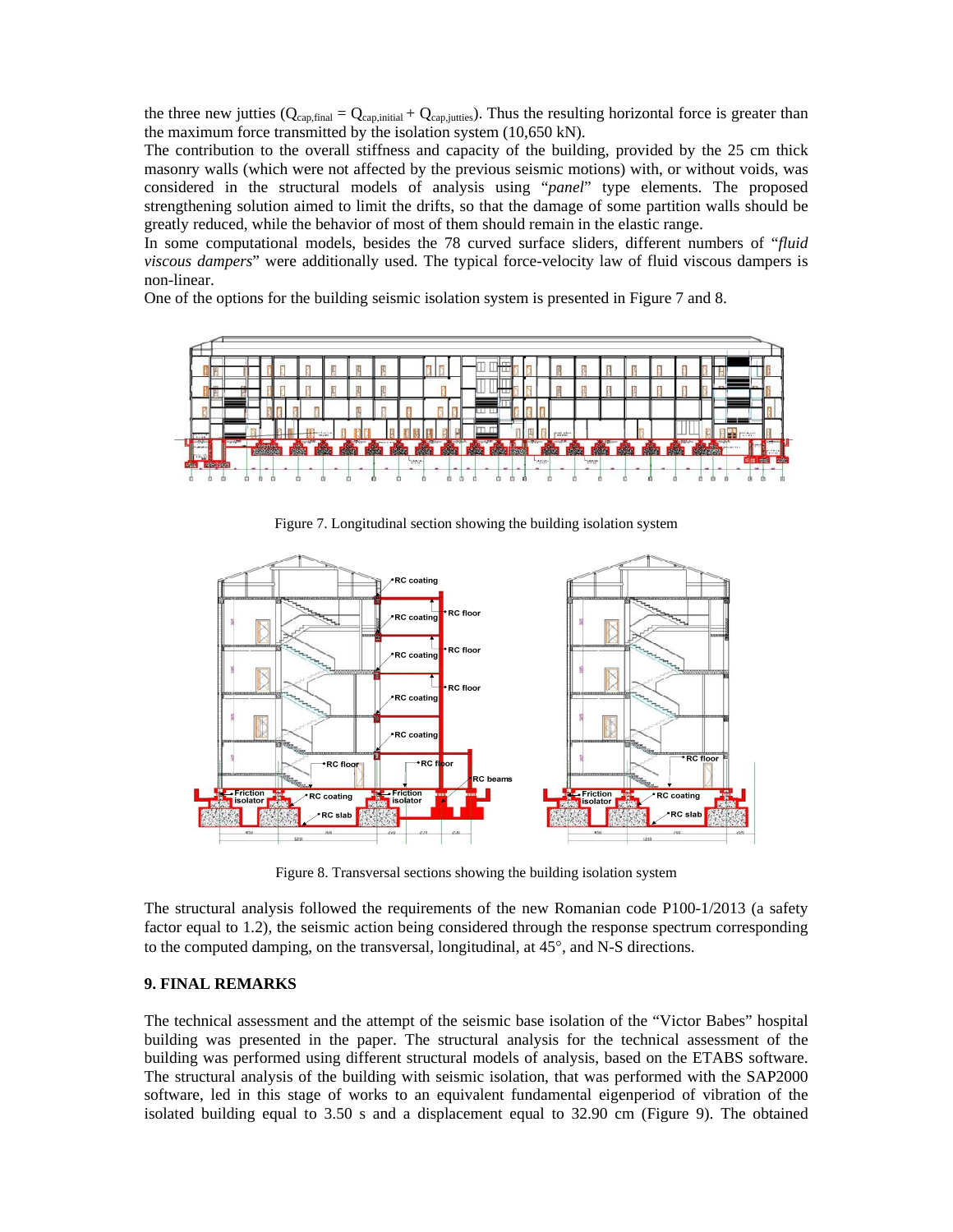the three new jutties ($Q_{cap,final} = Q_{cap,initial} + Q_{cap,jutties}$). Thus the resulting horizontal force is greater than the maximum force transmitted by the isolation system (10,650 kN).

The contribution to the overall stiffness and capacity of the building, provided by the 25 cm thick masonry walls (which were not affected by the previous seismic motions) with, or without voids, was considered in the structural models of analysis using "*panel*" type elements. The proposed strengthening solution aimed to limit the drifts, so that the damage of some partition walls should be greatly reduced, while the behavior of most of them should remain in the elastic range.

In some computational models, besides the 78 curved surface sliders, different numbers of "*fluid viscous dampers*" were additionally used. The typical force-velocity law of fluid viscous dampers is non-linear.

One of the options for the building seismic isolation system is presented in Figure 7 and 8.

Figure 7. Longitudinal section showing the building isolation system

Figure 8. Transversal sections showing the building isolation system

The structural analysis followed the requirements of the new Romanian code P100-1/2013 (a safety factor equal to 1.2), the seismic action being considered through the response spectrum corresponding to the computed damping, on the transversal, longitudinal, at 45°, and N-S directions.

## 9. FINAL REMARKS

The technical assessment and the attempt of the seismic base isolation of the "Victor Babes" hospital building was presented in the paper. The structural analysis for the technical assessment of the building was performed using different structural models of analysis, based on the ETABS software. The structural analysis of the building with seismic isolation, that was performed with the SAP2000 software, led in this stage of works to an equivalent fundamental eigenperiod of vibration of the isolated building equal to 3.50 s and a displacement equal to 32.90 cm (Figure 9). The obtained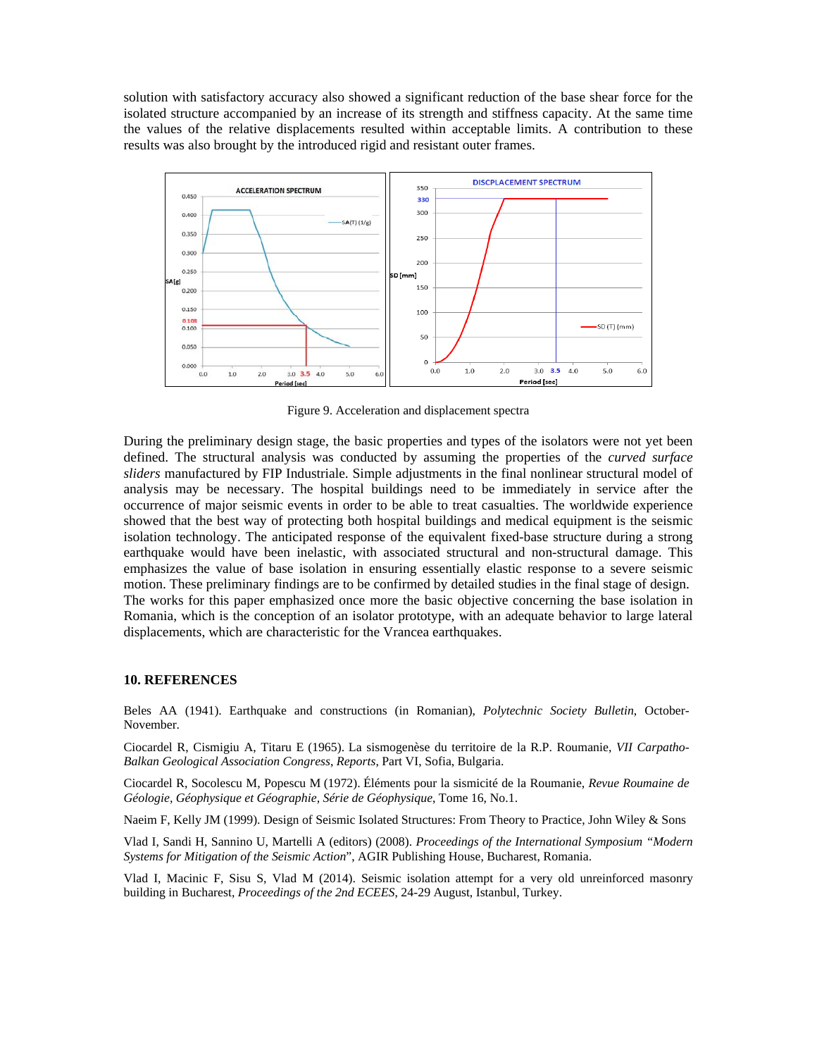solution with satisfactory accuracy also showed a significant reduction of the base shear force for the isolated structure accompanied by an increase of its strength and stiffness capacity. At the same time the values of the relative displacements resulted within acceptable limits. A contribution to these results was also brought by the introduced rigid and resistant outer frames.

ACCELERATION SPECTRUM

SA[g]

0.450
0.400
0.350
0.300
0.250
0.200
0.150
0.108
0.100
0.050
0.000

SA(T) (1/g)

0.0 1.0 2.0 3.0 3.5 4.0 5.0 6.0

Period [sec]

DISCPLACEMENT SPECTRUM

SD [mm]

350
330
300
250
200
150
100
50
0

SD (T) (mm)

0.0 1.0 2.0 3.0 3.5 4.0 5.0 6.0

Period [sec]

Figure 9. Acceleration and displacement spectra

During the preliminary design stage, the basic properties and types of the isolators were not yet been defined. The structural analysis was conducted by assuming the properties of the *curved surface sliders* manufactured by FIP Industriale. Simple adjustments in the final nonlinear structural model of analysis may be necessary. The hospital buildings need to be immediately in service after the occurrence of major seismic events in order to be able to treat casualties. The worldwide experience showed that the best way of protecting both hospital buildings and medical equipment is the seismic isolation technology. The anticipated response of the equivalent fixed-base structure during a strong earthquake would have been inelastic, with associated structural and non-structural damage. This emphasizes the value of base isolation in ensuring essentially elastic response to a severe seismic motion. These preliminary findings are to be confirmed by detailed studies in the final stage of design. The works for this paper emphasized once more the basic objective concerning the base isolation in Romania, which is the conception of an isolator prototype, with an adequate behavior to large lateral displacements, which are characteristic for the Vrancea earthquakes.

## 10. REFERENCES

Beles AA (1941). Earthquake and constructions (in Romanian), *Polytechnic Society Bulletin*, October-November.

Ciocardel R, Cismigiu A, Titaru E (1965). La sismogenèse du territoire de la R.P. Roumanie, *VII Carpatho-Balkan Geological Association Congress*, *Reports*, Part VI, Sofia, Bulgaria.

Ciocardel R, Socolescu M, Popescu M (1972). Éléments pour la sismicité de la Roumanie, *Revue Roumaine de Géologie, Géophysique et Géographie, Série de Géophysique*, Tome 16, No.1.

Naeim F, Kelly JM (1999). Design of Seismic Isolated Structures: From Theory to Practice, John Wiley & Sons

Vlad I, Sandi H, Sannino U, Martelli A (editors) (2008). *Proceedings of the International Symposium "Modern Systems for Mitigation of the Seismic Action*", AGIR Publishing House, Bucharest, Romania.

Vlad I, Macinic F, Sisu S, Vlad M (2014). Seismic isolation attempt for a very old unreinforced masonry building in Bucharest, *Proceedings of the 2nd ECEES*, 24-29 August, Istanbul, Turkey.